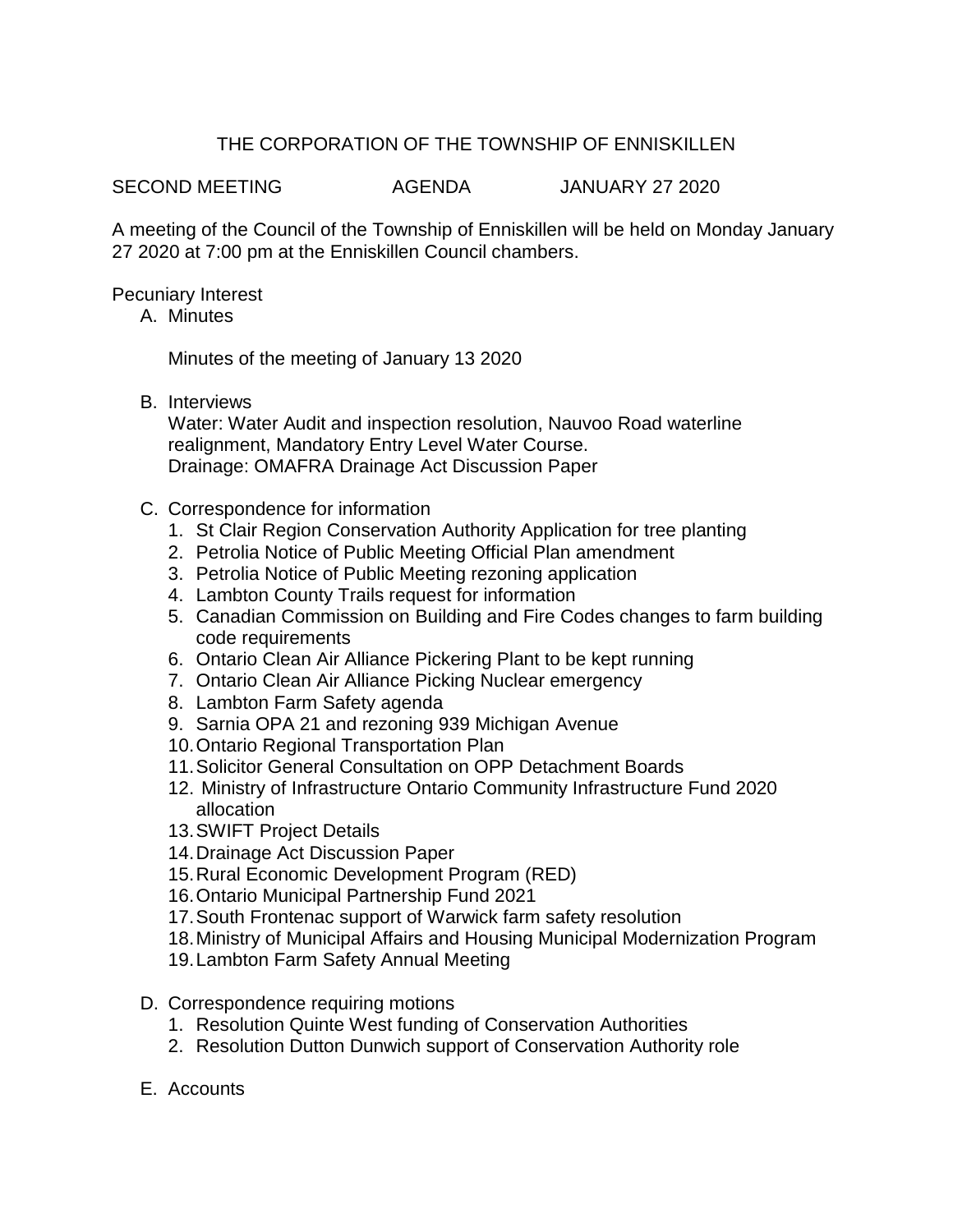# THE CORPORATION OF THE TOWNSHIP OF ENNISKILLEN

SECOND MEETING AGENDA JANUARY 27 2020

A meeting of the Council of the Township of Enniskillen will be held on Monday January 27 2020 at 7:00 pm at the Enniskillen Council chambers.

Pecuniary Interest

A. Minutes

   Minutes of the meeting of January 13 2020

B. Interviews

   Water: Water Audit and inspection resolution, Nauvoo Road waterline realignment, Mandatory Entry Level Water Course.
   Drainage: OMAFRA Drainage Act Discussion Paper

C. Correspondence for information

   1. St Clair Region Conservation Authority Application for tree planting
   2. Petrolia Notice of Public Meeting Official Plan amendment
   3. Petrolia Notice of Public Meeting rezoning application
   4. Lambton County Trails request for information
   5. Canadian Commission on Building and Fire Codes changes to farm building code requirements
   6. Ontario Clean Air Alliance Pickering Plant to be kept running
   7. Ontario Clean Air Alliance Picking Nuclear emergency
   8. Lambton Farm Safety agenda
   9. Sarnia OPA 21 and rezoning 939 Michigan Avenue
   10. Ontario Regional Transportation Plan
   11. Solicitor General Consultation on OPP Detachment Boards
   12. Ministry of Infrastructure Ontario Community Infrastructure Fund 2020 allocation
   13. SWIFT Project Details
   14. Drainage Act Discussion Paper
   15. Rural Economic Development Program (RED)
   16. Ontario Municipal Partnership Fund 2021
   17. South Frontenac support of Warwick farm safety resolution
   18. Ministry of Municipal Affairs and Housing Municipal Modernization Program
   19. Lambton Farm Safety Annual Meeting

D. Correspondence requiring motions

   1. Resolution Quinte West funding of Conservation Authorities
   2. Resolution Dutton Dunwich support of Conservation Authority role

E. Accounts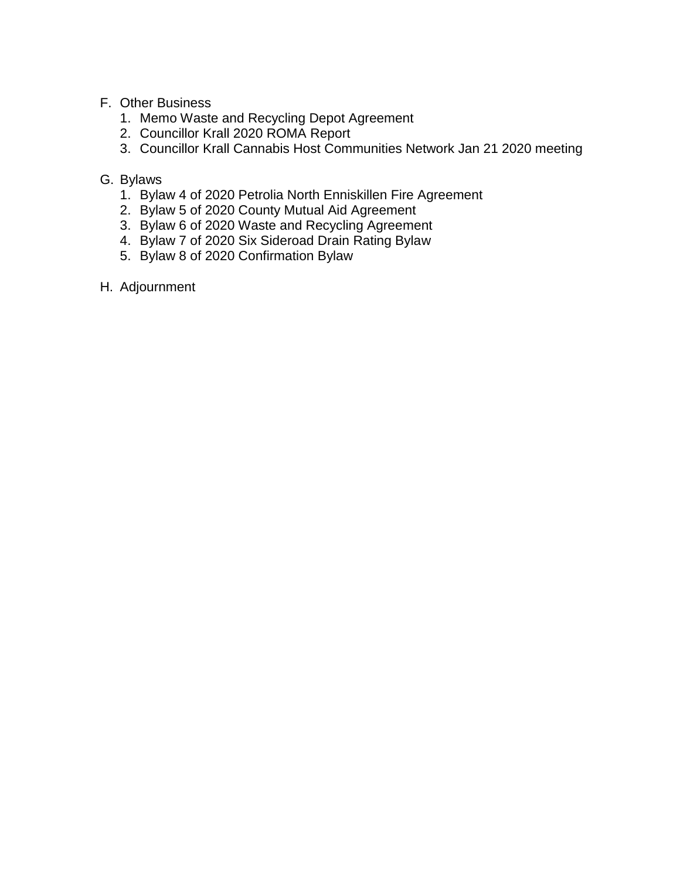F. Other Business
   1. Memo Waste and Recycling Depot Agreement
   2. Councillor Krall 2020 ROMA Report
   3. Councillor Krall Cannabis Host Communities Network Jan 21 2020 meeting

G. Bylaws
   1. Bylaw 4 of 2020 Petrolia North Enniskillen Fire Agreement
   2. Bylaw 5 of 2020 County Mutual Aid Agreement
   3. Bylaw 6 of 2020 Waste and Recycling Agreement
   4. Bylaw 7 of 2020 Six Sideroad Drain Rating Bylaw
   5. Bylaw 8 of 2020 Confirmation Bylaw

H. Adjournment